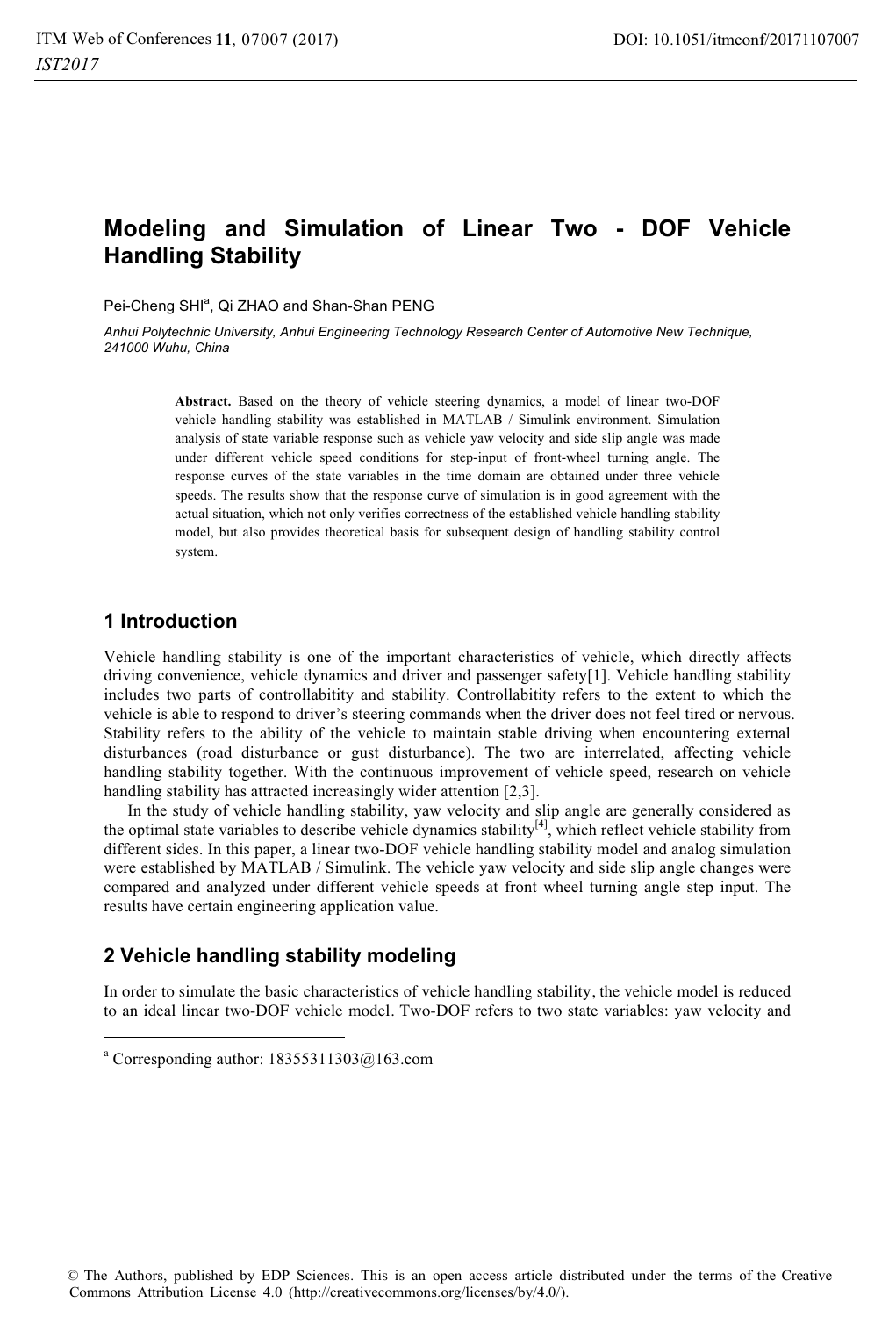# Modeling and Simulation of Linear Two - DOF Vehicle Handling Stability

Pei-Cheng SHI[a], Qi ZHAO and Shan-Shan PENG

*Anhui Polytechnic University, Anhui Engineering Technology Research Center of Automotive New Technique, 241000 Wuhu, China*

**Abstract.** Based on the theory of vehicle steering dynamics, a model of linear two-DOF vehicle handling stability was established in MATLAB / Simulink environment. Simulation analysis of state variable response such as vehicle yaw velocity and side slip angle was made under different vehicle speed conditions for step-input of front-wheel turning angle. The response curves of the state variables in the time domain are obtained under three vehicle speeds. The results show that the response curve of simulation is in good agreement with the actual situation, which not only verifies correctness of the established vehicle handling stability model, but also provides theoretical basis for subsequent design of handling stability control system.

## 1 Introduction

Vehicle handling stability is one of the important characteristics of vehicle, which directly affects driving convenience, vehicle dynamics and driver and passenger safety[1]. Vehicle handling stability includes two parts of controllability and stability. Controllabitity refers to the extent to which the vehicle is able to respond to driver's steering commands when the driver does not feel tired or nervous. Stability refers to the ability of the vehicle to maintain stable driving when encountering external disturbances (road disturbance or gust disturbance). The two are interrelated, affecting vehicle handling stability together. With the continuous improvement of vehicle speed, research on vehicle handling stability has attracted increasingly wider attention [2,3].

In the study of vehicle handling stability, yaw velocity and slip angle are generally considered as the optimal state variables to describe vehicle dynamics stability[4], which reflect vehicle stability from different sides. In this paper, a linear two-DOF vehicle handling stability model and analog simulation were established by MATLAB / Simulink. The vehicle yaw velocity and side slip angle changes were compared and analyzed under different vehicle speeds at front wheel turning angle step input. The results have certain engineering application value.

## 2 Vehicle handling stability modeling

In order to simulate the basic characteristics of vehicle handling stability, the vehicle model is reduced to an ideal linear two-DOF vehicle model. Two-DOF refers to two state variables: yaw velocity and

[a] Corresponding author: 18355311303@163.com

© The Authors, published by EDP Sciences. This is an open access article distributed under the terms of the Creative Commons Attribution License 4.0 (http://creativecommons.org/licenses/by/4.0/).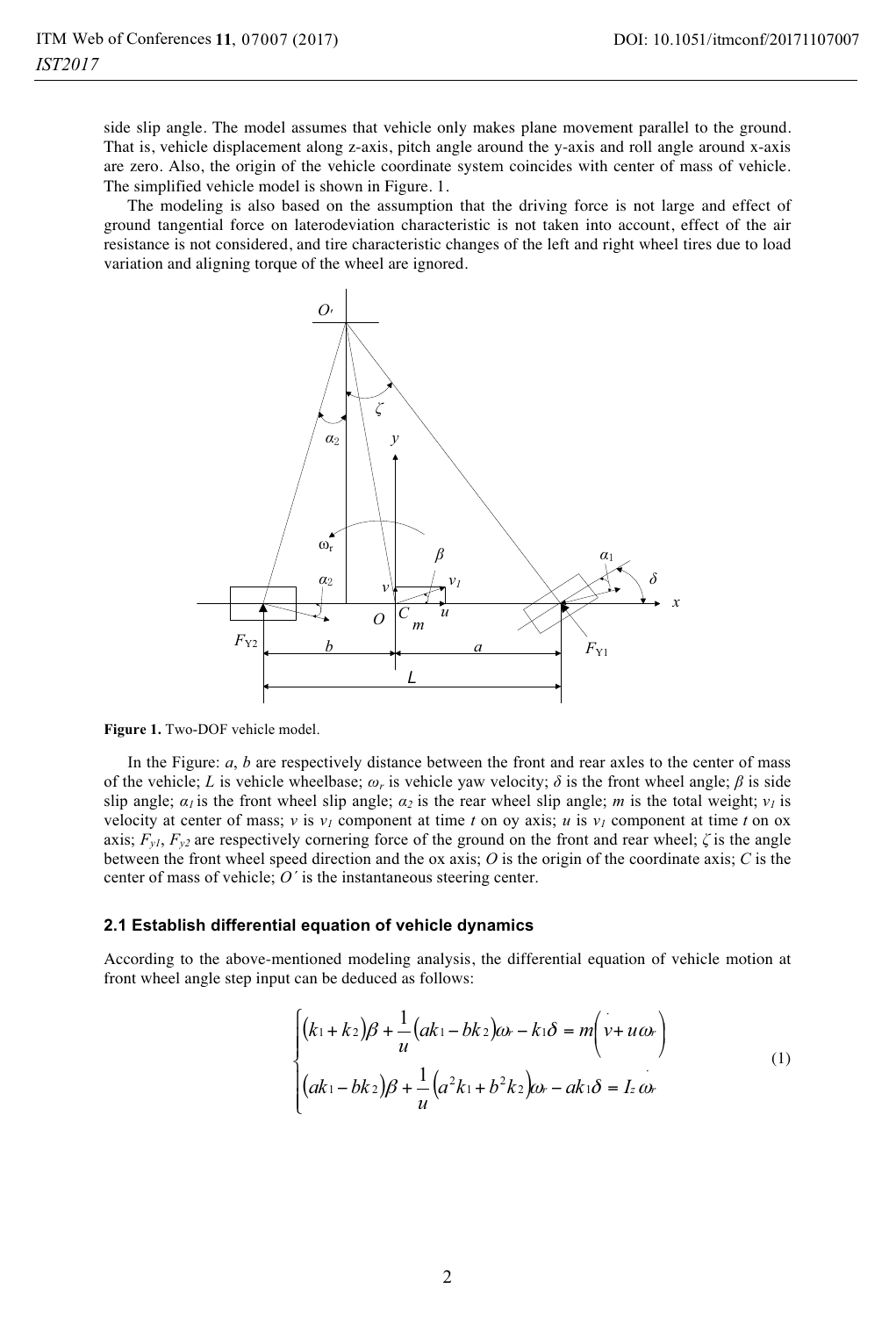side slip angle. The model assumes that vehicle only makes plane movement parallel to the ground. That is, vehicle displacement along z-axis, pitch angle around the y-axis and roll angle around x-axis are zero. Also, the origin of the vehicle coordinate system coincides with center of mass of vehicle. The simplified vehicle model is shown in Figure. 1.

The modeling is also based on the assumption that the driving force is not large and effect of ground tangential force on laterodeviation characteristic is not taken into account, effect of the air resistance is not considered, and tire characteristic changes of the left and right wheel tires due to load variation and aligning torque of the wheel are ignored.

**Figure 1.** Two-DOF vehicle model.

In the Figure: $a$, $b$ are respectively distance between the front and rear axles to the center of mass of the vehicle; $L$ is vehicle wheelbase; $\omega_r$ is vehicle yaw velocity; $\delta$ is the front wheel angle; $\beta$ is side slip angle; $\alpha_1$ is the front wheel slip angle; $\alpha_2$ is the rear wheel slip angle; $m$ is the total weight; $v_1$ is velocity at center of mass; $v$ is $v_1$ component at time $t$ on oy axis; $u$ is $v_1$ component at time $t$ on ox axis; $F_{y1}$, $F_{y2}$ are respectively cornering force of the ground on the front and rear wheel; $\zeta$ is the angle between the front wheel speed direction and the ox axis; $O$ is the origin of the coordinate axis; $C$ is the center of mass of vehicle; $O'$ is the instantaneous steering center.

### 2.1 Establish differential equation of vehicle dynamics

According to the above-mentioned modeling analysis, the differential equation of vehicle motion at front wheel angle step input can be deduced as follows:

$$
\begin{cases}
(k_1 + k_2)\beta + \dfrac{1}{u}(ak_1 - bk_2)\omega_r - k_1\delta = m(\dot{v} + u\omega_r) \\
(ak_1 - bk_2)\beta + \dfrac{1}{u}(a^2k_1 + b^2k_2)\omega_r - ak_1\delta = I_z\dot{\omega}_r
\end{cases}
\tag{1}
$$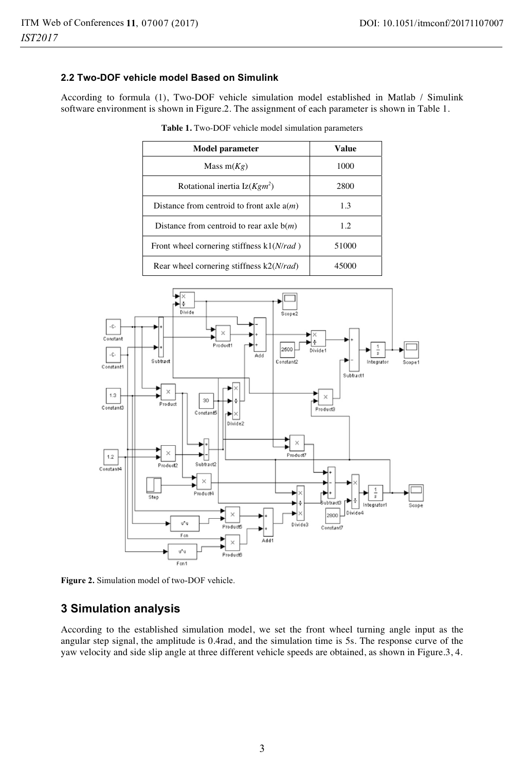### 2.2 Two-DOF vehicle model Based on Simulink

According to formula (1), Two-DOF vehicle simulation model established in Matlab / Simulink software environment is shown in Figure.2. The assignment of each parameter is shown in Table 1.

**Table 1.** Two-DOF vehicle model simulation parameters

| Model parameter | Value |
| --- | --- |
| Mass m(*Kg*) | 1000 |
| Rotational inertia Iz($Kgm^2$) | 2800 |
| Distance from centroid to front axle a(*m*) | 1.3 |
| Distance from centroid to rear axle b(*m*) | 1.2 |
| Front wheel cornering stiffness k1(*N/rad* ) | 51000 |
| Rear wheel cornering stiffness k2(*N/rad*) | 45000 |

**Figure 2.** Simulation model of two-DOF vehicle.

## 3 Simulation analysis

According to the established simulation model, we set the front wheel turning angle input as the angular step signal, the amplitude is 0.4rad, and the simulation time is 5s. The response curve of the yaw velocity and side slip angle at three different vehicle speeds are obtained, as shown in Figure.3, 4.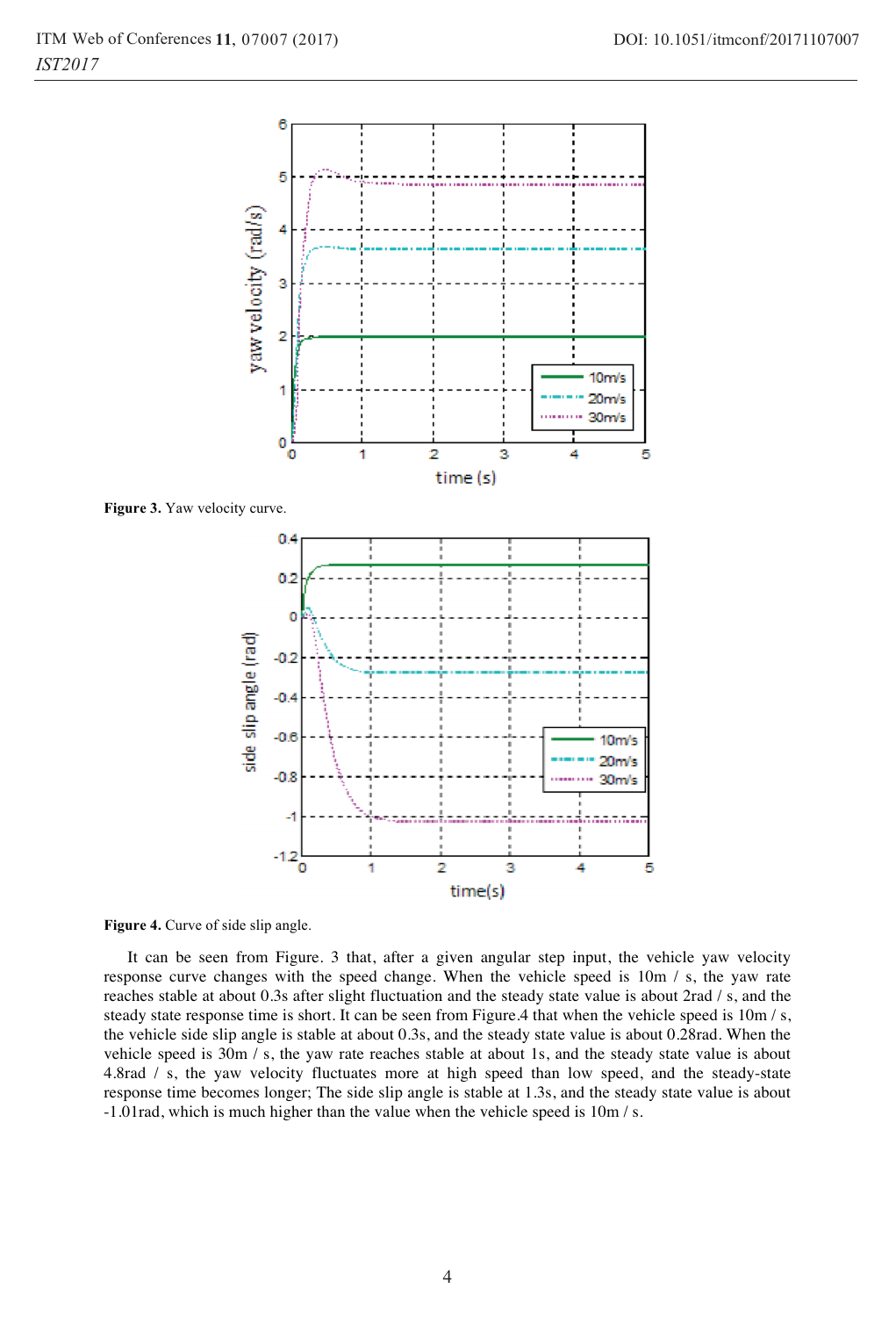**Figure 3.** Yaw velocity curve.

**Figure 4.** Curve of side slip angle.

It can be seen from Figure. 3 that, after a given angular step input, the vehicle yaw velocity response curve changes with the speed change. When the vehicle speed is 10m / s, the yaw rate reaches stable at about 0.3s after slight fluctuation and the steady state value is about 2rad / s, and the steady state response time is short. It can be seen from Figure.4 that when the vehicle speed is 10m / s, the vehicle side slip angle is stable at about 0.3s, and the steady state value is about 0.28rad. When the vehicle speed is 30m / s, the yaw rate reaches stable at about 1s, and the steady state value is about 4.8rad / s, the yaw velocity fluctuates more at high speed than low speed, and the steady-state response time becomes longer; The side slip angle is stable at 1.3s, and the steady state value is about -1.01rad, which is much higher than the value when the vehicle speed is 10m / s.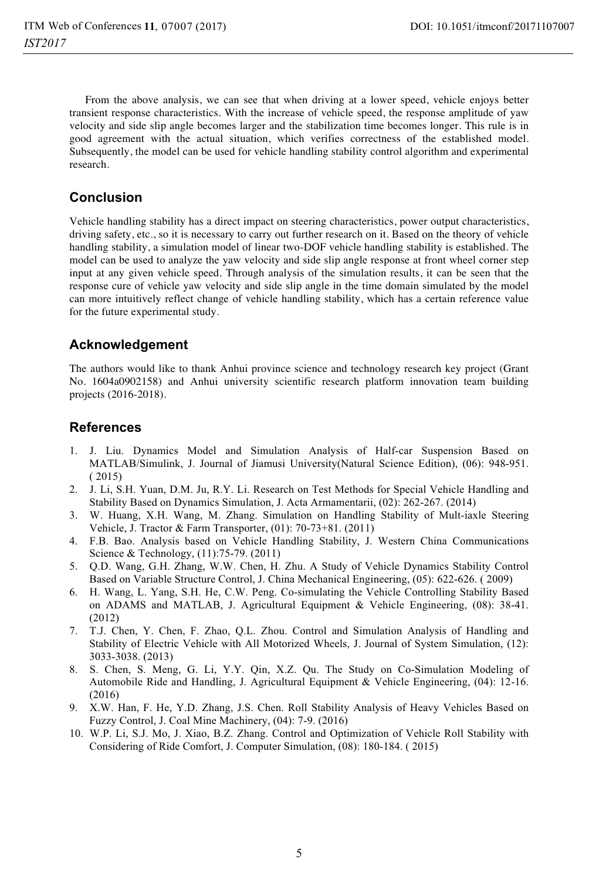From the above analysis, we can see that when driving at a lower speed, vehicle enjoys better transient response characteristics. With the increase of vehicle speed, the response amplitude of yaw velocity and side slip angle becomes larger and the stabilization time becomes longer. This rule is in good agreement with the actual situation, which verifies correctness of the established model. Subsequently, the model can be used for vehicle handling stability control algorithm and experimental research.

## Conclusion

Vehicle handling stability has a direct impact on steering characteristics, power output characteristics, driving safety, etc., so it is necessary to carry out further research on it. Based on the theory of vehicle handling stability, a simulation model of linear two-DOF vehicle handling stability is established. The model can be used to analyze the yaw velocity and side slip angle response at front wheel corner step input at any given vehicle speed. Through analysis of the simulation results, it can be seen that the response cure of vehicle yaw velocity and side slip angle in the time domain simulated by the model can more intuitively reflect change of vehicle handling stability, which has a certain reference value for the future experimental study.

## Acknowledgement

The authors would like to thank Anhui province science and technology research key project (Grant No. 1604a0902158) and Anhui university scientific research platform innovation team building projects (2016-2018).

## References

1. J. Liu. Dynamics Model and Simulation Analysis of Half-car Suspension Based on MATLAB/Simulink, J. Journal of Jiamusi University(Natural Science Edition), (06): 948-951. ( 2015)
2. J. Li, S.H. Yuan, D.M. Ju, R.Y. Li. Research on Test Methods for Special Vehicle Handling and Stability Based on Dynamics Simulation, J. Acta Armamentarii, (02): 262-267. (2014)
3. W. Huang, X.H. Wang, M. Zhang. Simulation on Handling Stability of Mult-iaxle Steering Vehicle, J. Tractor & Farm Transporter, (01): 70-73+81. (2011)
4. F.B. Bao. Analysis based on Vehicle Handling Stability, J. Western China Communications Science & Technology, (11):75-79. (2011)
5. Q.D. Wang, G.H. Zhang, W.W. Chen, H. Zhu. A Study of Vehicle Dynamics Stability Control Based on Variable Structure Control, J. China Mechanical Engineering, (05): 622-626. ( 2009)
6. H. Wang, L. Yang, S.H. He, C.W. Peng. Co-simulating the Vehicle Controlling Stability Based on ADAMS and MATLAB, J. Agricultural Equipment & Vehicle Engineering, (08): 38-41. (2012)
7. T.J. Chen, Y. Chen, F. Zhao, Q.L. Zhou. Control and Simulation Analysis of Handling and Stability of Electric Vehicle with All Motorized Wheels, J. Journal of System Simulation, (12): 3033-3038. (2013)
8. S. Chen, S. Meng, G. Li, Y.Y. Qin, X.Z. Qu. The Study on Co-Simulation Modeling of Automobile Ride and Handling, J. Agricultural Equipment & Vehicle Engineering, (04): 12-16. (2016)
9. X.W. Han, F. He, Y.D. Zhang, J.S. Chen. Roll Stability Analysis of Heavy Vehicles Based on Fuzzy Control, J. Coal Mine Machinery, (04): 7-9. (2016)
10. W.P. Li, S.J. Mo, J. Xiao, B.Z. Zhang. Control and Optimization of Vehicle Roll Stability with Considering of Ride Comfort, J. Computer Simulation, (08): 180-184. ( 2015)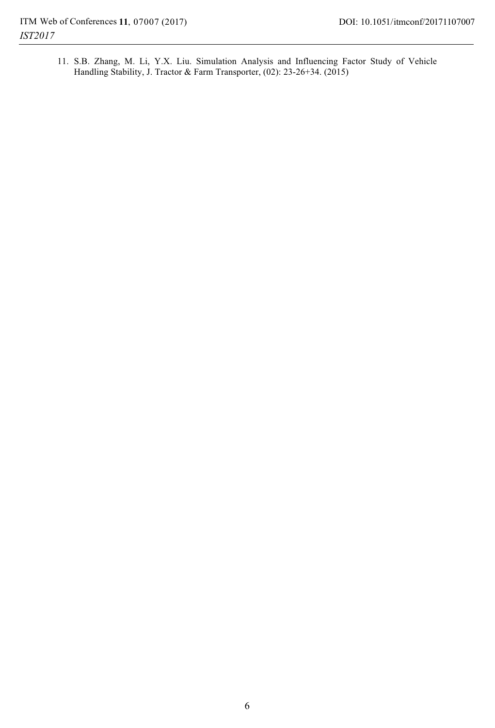11. S.B. Zhang, M. Li, Y.X. Liu. Simulation Analysis and Influencing Factor Study of Vehicle Handling Stability, J. Tractor & Farm Transporter, (02): 23-26+34. (2015)